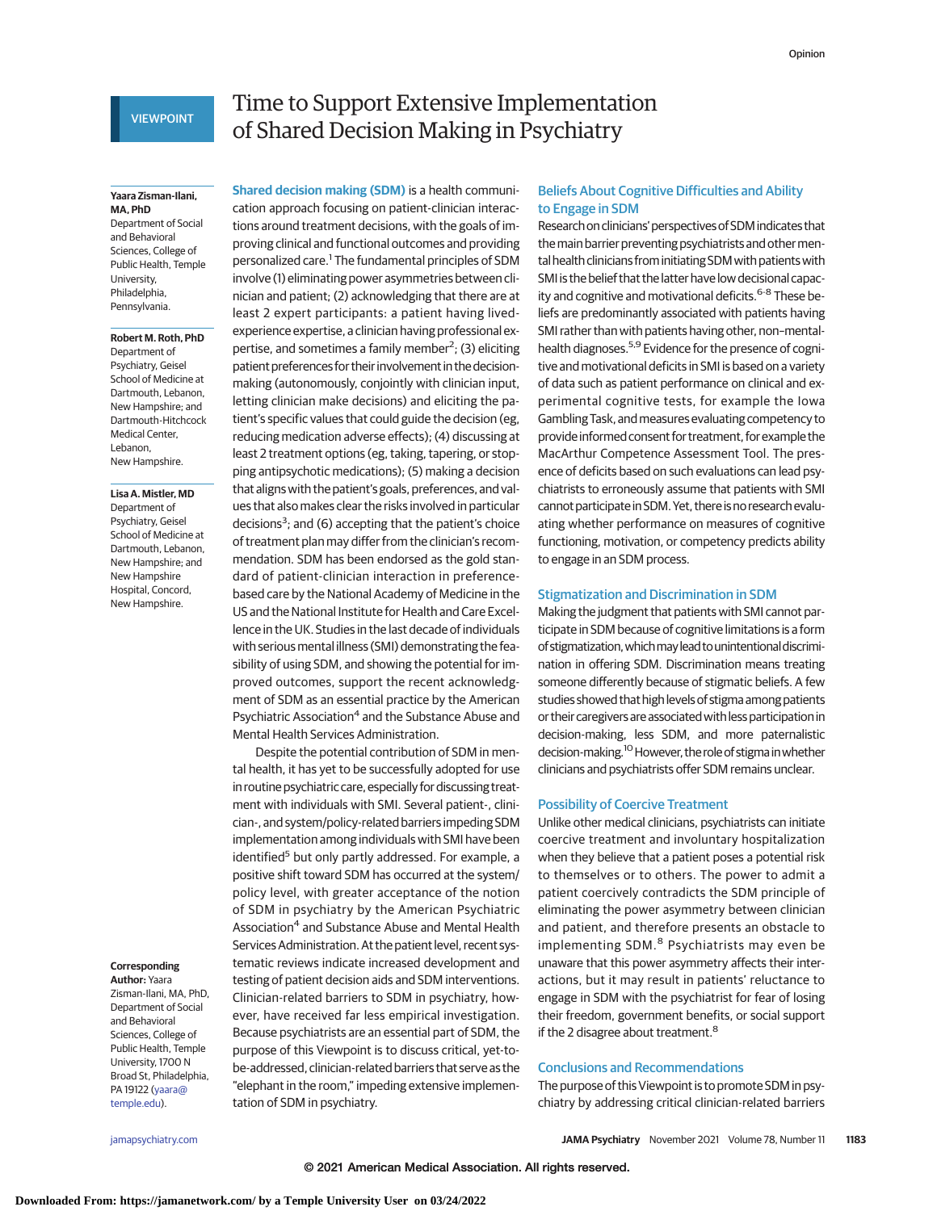VIEWPOINT

# Time to Support Extensive Implementation of Shared Decision Making in Psychiatry

**Yaara Zisman-Ilani, MA, PhD**
Department of Social and Behavioral Sciences, College of Public Health, Temple University, Philadelphia, Pennsylvania.

**Robert M. Roth, PhD**
Department of Psychiatry, Geisel School of Medicine at Dartmouth, Lebanon, New Hampshire; and Dartmouth-Hitchcock Medical Center, Lebanon, New Hampshire.

**Lisa A. Mistler, MD**
Department of Psychiatry, Geisel School of Medicine at Dartmouth, Lebanon, New Hampshire; and New Hampshire Hospital, Concord, New Hampshire.

**Corresponding Author:** Yaara Zisman-Ilani, MA, PhD, Department of Social and Behavioral Sciences, College of Public Health, Temple University, 1700 N Broad St, Philadelphia, PA 19122 (yaara@temple.edu).

Shared decision making (SDM) is a health communication approach focusing on patient-clinician interactions around treatment decisions, with the goals of improving clinical and functional outcomes and providing personalized care.[1] The fundamental principles of SDM involve (1) eliminating power asymmetries between clinician and patient; (2) acknowledging that there are at least 2 expert participants: a patient having lived-experience expertise, a clinician having professional expertise, and sometimes a family member[2]; (3) eliciting patient preferences for their involvement in the decision-making (autonomously, conjointly with clinician input, letting clinician make decisions) and eliciting the patient's specific values that could guide the decision (eg, reducing medication adverse effects); (4) discussing at least 2 treatment options (eg, taking, tapering, or stopping antipsychotic medications); (5) making a decision that aligns with the patient's goals, preferences, and values that also makes clear the risks involved in particular decisions[3]; and (6) accepting that the patient's choice of treatment plan may differ from the clinician's recommendation. SDM has been endorsed as the gold standard of patient-clinician interaction in preference-based care by the National Academy of Medicine in the US and the National Institute for Health and Care Excellence in the UK. Studies in the last decade of individuals with serious mental illness (SMI) demonstrating the feasibility of using SDM, and showing the potential for improved outcomes, support the recent acknowledgment of SDM as an essential practice by the American Psychiatric Association[4] and the Substance Abuse and Mental Health Services Administration.

Despite the potential contribution of SDM in mental health, it has yet to be successfully adopted for use in routine psychiatric care, especially for discussing treatment with individuals with SMI. Several patient-, clinician-, and system/policy-related barriers impeding SDM implementation among individuals with SMI have been identified[5] but only partly addressed. For example, a positive shift toward SDM has occurred at the system/policy level, with greater acceptance of the notion of SDM in psychiatry by the American Psychiatric Association[4] and Substance Abuse and Mental Health Services Administration. At the patient level, recent systematic reviews indicate increased development and testing of patient decision aids and SDM interventions. Clinician-related barriers to SDM in psychiatry, however, have received far less empirical investigation. Because psychiatrists are an essential part of SDM, the purpose of this Viewpoint is to discuss critical, yet-to-be-addressed, clinician-related barriers that serve as the "elephant in the room," impeding extensive implementation of SDM in psychiatry.

## Beliefs About Cognitive Difficulties and Ability to Engage in SDM

Research on clinicians' perspectives of SDM indicates that the main barrier preventing psychiatrists and other mental health clinicians from initiating SDM with patients with SMI is the belief that the latter have low decisional capacity and cognitive and motivational deficits.[6-8] These beliefs are predominantly associated with patients having SMI rather than with patients having other, non–mental-health diagnoses.[5,9] Evidence for the presence of cognitive and motivational deficits in SMI is based on a variety of data such as patient performance on clinical and experimental cognitive tests, for example the Iowa Gambling Task, and measures evaluating competency to provide informed consent for treatment, for example the MacArthur Competence Assessment Tool. The presence of deficits based on such evaluations can lead psychiatrists to erroneously assume that patients with SMI cannot participate in SDM. Yet, there is no research evaluating whether performance on measures of cognitive functioning, motivation, or competency predicts ability to engage in an SDM process.

## Stigmatization and Discrimination in SDM

Making the judgment that patients with SMI cannot participate in SDM because of cognitive limitations is a form of stigmatization, which may lead to unintentional discrimination in offering SDM. Discrimination means treating someone differently because of stigmatic beliefs. A few studies showed that high levels of stigma among patients or their caregivers are associated with less participation in decision-making, less SDM, and more paternalistic decision-making.[10] However, the role of stigma in whether clinicians and psychiatrists offer SDM remains unclear.

## Possibility of Coercive Treatment

Unlike other medical clinicians, psychiatrists can initiate coercive treatment and involuntary hospitalization when they believe that a patient poses a potential risk to themselves or to others. The power to admit a patient coercively contradicts the SDM principle of eliminating the power asymmetry between clinician and patient, and therefore presents an obstacle to implementing SDM.[8] Psychiatrists may even be unaware that this power asymmetry affects their interactions, but it may result in patients' reluctance to engage in SDM with the psychiatrist for fear of losing their freedom, government benefits, or social support if the 2 disagree about treatment.[8]

## Conclusions and Recommendations

The purpose of this Viewpoint is to promote SDM in psychiatry by addressing critical clinician-related barriers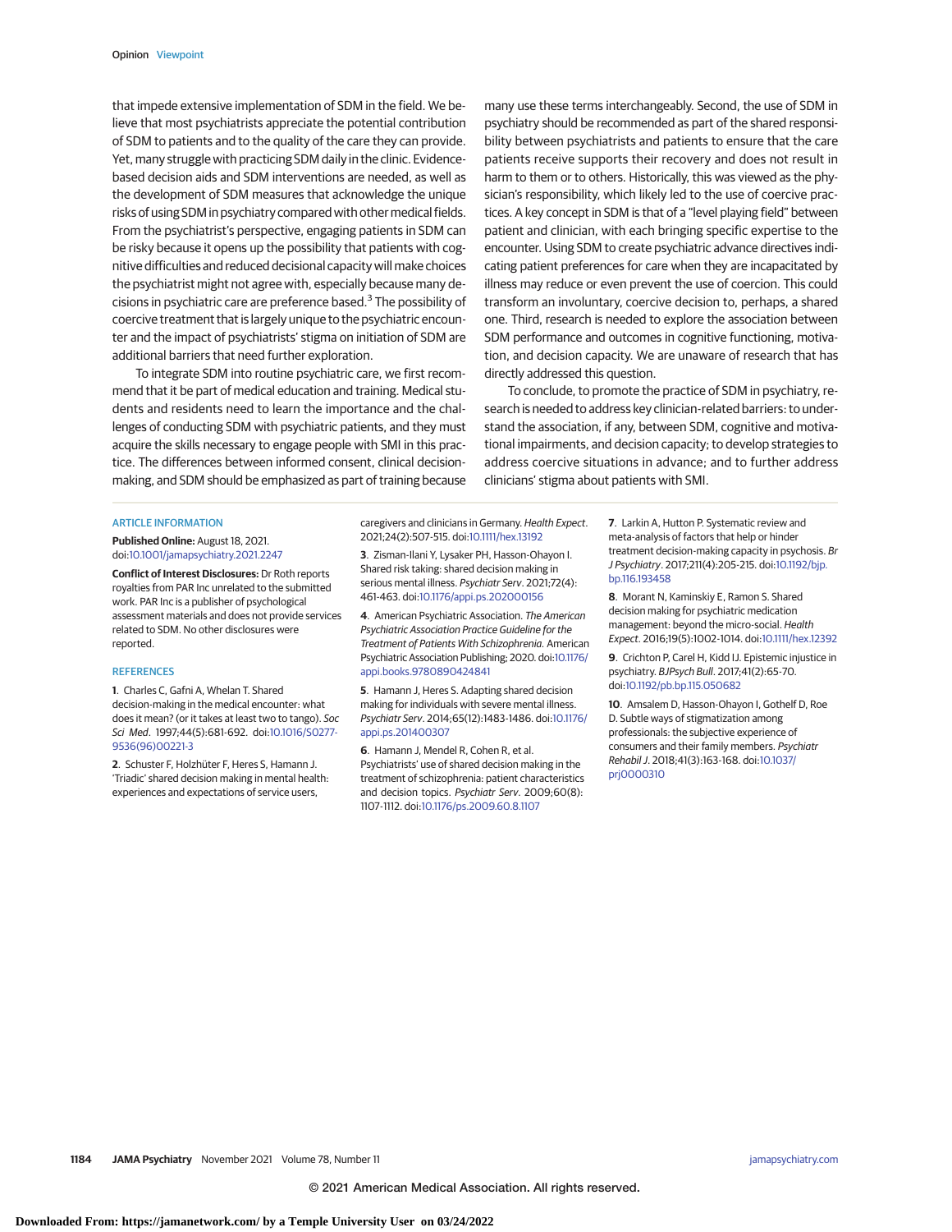that impede extensive implementation of SDM in the field. We believe that most psychiatrists appreciate the potential contribution of SDM to patients and to the quality of the care they can provide. Yet, many struggle with practicing SDM daily in the clinic. Evidence-based decision aids and SDM interventions are needed, as well as the development of SDM measures that acknowledge the unique risks of using SDM in psychiatry compared with other medical fields. From the psychiatrist's perspective, engaging patients in SDM can be risky because it opens up the possibility that patients with cognitive difficulties and reduced decisional capacity will make choices the psychiatrist might not agree with, especially because many decisions in psychiatric care are preference based.[3] The possibility of coercive treatment that is largely unique to the psychiatric encounter and the impact of psychiatrists' stigma on initiation of SDM are additional barriers that need further exploration.

To integrate SDM into routine psychiatric care, we first recommend that it be part of medical education and training. Medical students and residents need to learn the importance and the challenges of conducting SDM with psychiatric patients, and they must acquire the skills necessary to engage people with SMI in this practice. The differences between informed consent, clinical decision-making, and SDM should be emphasized as part of training because many use these terms interchangeably. Second, the use of SDM in psychiatry should be recommended as part of the shared responsibility between psychiatrists and patients to ensure that the care patients receive supports their recovery and does not result in harm to them or to others. Historically, this was viewed as the physician's responsibility, which likely led to the use of coercive practices. A key concept in SDM is that of a "level playing field" between patient and clinician, with each bringing specific expertise to the encounter. Using SDM to create psychiatric advance directives indicating patient preferences for care when they are incapacitated by illness may reduce or even prevent the use of coercion. This could transform an involuntary, coercive decision to, perhaps, a shared one. Third, research is needed to explore the association between SDM performance and outcomes in cognitive functioning, motivation, and decision capacity. We are unaware of research that has directly addressed this question.

To conclude, to promote the practice of SDM in psychiatry, research is needed to address key clinician-related barriers: to understand the association, if any, between SDM, cognitive and motivational impairments, and decision capacity; to develop strategies to address coercive situations in advance; and to further address clinicians' stigma about patients with SMI.

## ARTICLE INFORMATION

**Published Online:** August 18, 2021. doi:10.1001/jamapsychiatry.2021.2247

**Conflict of Interest Disclosures:** Dr Roth reports royalties from PAR Inc unrelated to the submitted work. PAR Inc is a publisher of psychological assessment materials and does not provide services related to SDM. No other disclosures were reported.

## REFERENCES

1. Charles C, Gafni A, Whelan T. Shared decision-making in the medical encounter: what does it mean? (or it takes at least two to tango). *Soc Sci Med*. 1997;44(5):681-692. doi:10.1016/S0277-9536(96)00221-3

2. Schuster F, Holzhüter F, Heres S, Hamann J. 'Triadic' shared decision making in mental health: experiences and expectations of service users, caregivers and clinicians in Germany. *Health Expect*. 2021;24(2):507-515. doi:10.1111/hex.13192

3. Zisman-Ilani Y, Lysaker PH, Hasson-Ohayon I. Shared risk taking: shared decision making in serious mental illness. *Psychiatr Serv*. 2021;72(4):461-463. doi:10.1176/appi.ps.202000156

4. American Psychiatric Association. *The American Psychiatric Association Practice Guideline for the Treatment of Patients With Schizophrenia.* American Psychiatric Association Publishing; 2020. doi:10.1176/appi.books.9780890424841

5. Hamann J, Heres S. Adapting shared decision making for individuals with severe mental illness. *Psychiatr Serv*. 2014;65(12):1483-1486. doi:10.1176/appi.ps.201400307

6. Hamann J, Mendel R, Cohen R, et al. Psychiatrists' use of shared decision making in the treatment of schizophrenia: patient characteristics and decision topics. *Psychiatr Serv*. 2009;60(8):1107-1112. doi:10.1176/ps.2009.60.8.1107

7. Larkin A, Hutton P. Systematic review and meta-analysis of factors that help or hinder treatment decision-making capacity in psychosis. *Br J Psychiatry*. 2017;211(4):205-215. doi:10.1192/bjp.bp.116.193458

8. Morant N, Kaminskiy E, Ramon S. Shared decision making for psychiatric medication management: beyond the micro-social. *Health Expect*. 2016;19(5):1002-1014. doi:10.1111/hex.12392

9. Crichton P, Carel H, Kidd IJ. Epistemic injustice in psychiatry. *BJPsych Bull*. 2017;41(2):65-70. doi:10.1192/pb.bp.115.050682

10. Amsalem D, Hasson-Ohayon I, Gothelf D, Roe D. Subtle ways of stigmatization among professionals: the subjective experience of consumers and their family members. *Psychiatr Rehabil J*. 2018;41(3):163-168. doi:10.1037/prj0000310